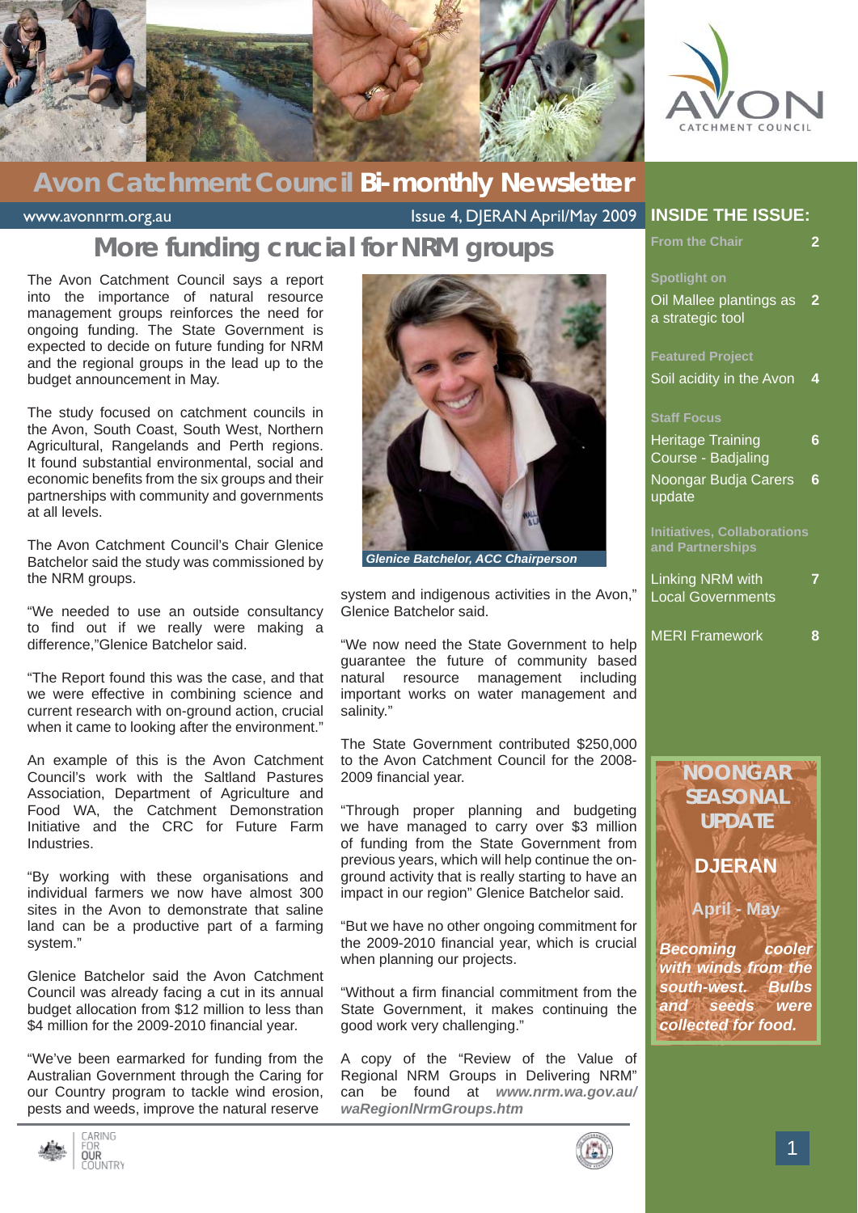# Avon Catchment Council Bi-monthly Newsletter

www.avonnrm.org.au

Issue 4, DJERAN April/May 2009

## More funding crucial for NRM groups

The Avon Catchment Council says a report into the importance of natural resource management groups reinforces the need for ongoing funding. The State Government is expected to decide on future funding for NRM and the regional groups in the lead up to the budget announcement in May.

The study focused on catchment councils in the Avon, South Coast, South West, Northern Agricultural, Rangelands and Perth regions. It found substantial environmental, social and economic benefits from the six groups and their partnerships with community and governments at all levels.

The Avon Catchment Council's Chair Glenice Batchelor said the study was commissioned by the NRM groups.

"We needed to use an outside consultancy to find out if we really were making a difference,"Glenice Batchelor said.

"The Report found this was the case, and that we were effective in combining science and current research with on-ground action, crucial when it came to looking after the environment."

An example of this is the Avon Catchment Council's work with the Saltland Pastures Association, Department of Agriculture and Food WA, the Catchment Demonstration Initiative and the CRC for Future Farm Industries.

"By working with these organisations and individual farmers we now have almost 300 sites in the Avon to demonstrate that saline land can be a productive part of a farming system."

Glenice Batchelor said the Avon Catchment Council was already facing a cut in its annual budget allocation from $12 million to less than $4 million for the 2009-2010 financial year.

"We've been earmarked for funding from the Australian Government through the Caring for our Country program to tackle wind erosion, pests and weeds, improve the natural reserve system and indigenous activities in the Avon," Glenice Batchelor said.

*Glenice Batchelor, ACC Chairperson*

"We now need the State Government to help guarantee the future of community based natural resource management including important works on water management and salinity."

The State Government contributed $250,000 to the Avon Catchment Council for the 2008-2009 financial year.

"Through proper planning and budgeting we have managed to carry over $3 million of funding from the State Government from previous years, which will help continue the on-ground activity that is really starting to have an impact in our region" Glenice Batchelor said.

"But we have no other ongoing commitment for the 2009-2010 financial year, which is crucial when planning our projects.

"Without a firm financial commitment from the State Government, it makes continuing the good work very challenging."

A copy of the "Review of the Value of Regional NRM Groups in Delivering NRM" can be found at ***www.nrm.wa.gov.au/waRegionlNrmGroups.htm***

## INSIDE THE ISSUE:

| | |
|---|---|
| **From the Chair** | 2 |
| **Spotlight on** | |
| Oil Mallee plantings as a strategic tool | 2 |
| **Featured Project** | |
| Soil acidity in the Avon | 4 |
| **Staff Focus** | |
| Heritage Training Course - Badjaling | 6 |
| Noongar Budja Carers update | 6 |
| **Initiatives, Collaborations and Partnerships** | |
| Linking NRM with Local Governments | 7 |
| MERI Framework | 8 |

## NOONGAR SEASONAL UPDATE

**DJERAN**

**April - May**

***Becoming cooler with winds from the south-west. Bulbs and seeds were collected for food.***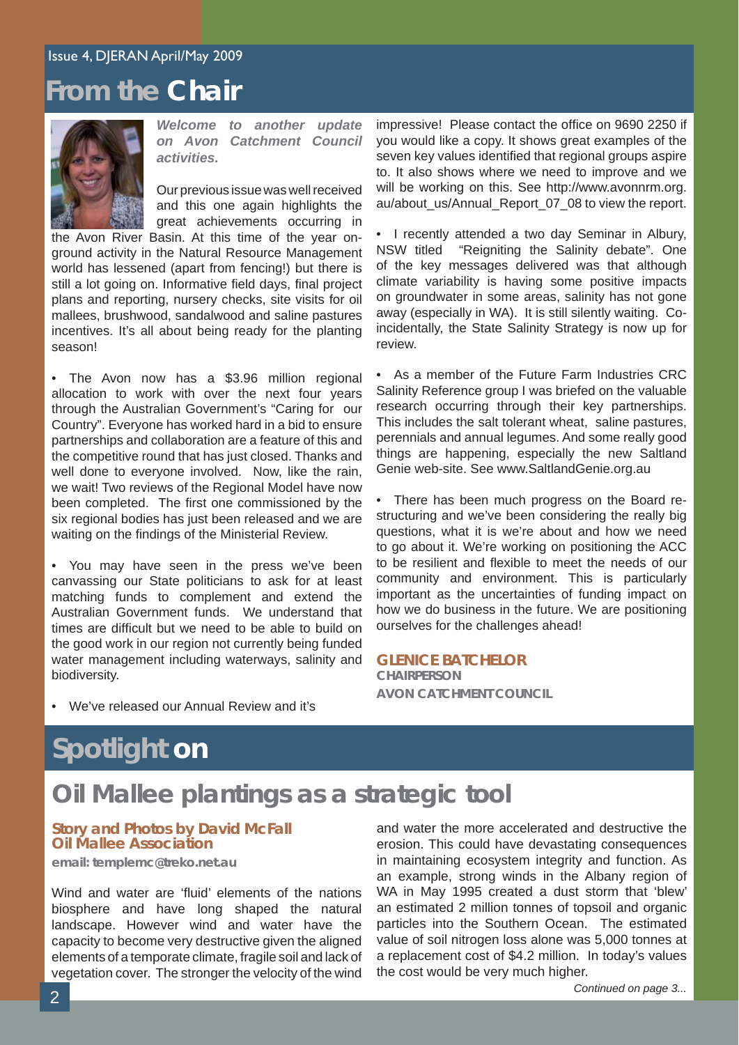# From the Chair

***Welcome to another update on Avon Catchment Council activities.***

Our previous issue was well received and this one again highlights the great achievements occurring in the Avon River Basin. At this time of the year on-ground activity in the Natural Resource Management world has lessened (apart from fencing!) but there is still a lot going on. Informative field days, final project plans and reporting, nursery checks, site visits for oil mallees, brushwood, sandalwood and saline pastures incentives. It's all about being ready for the planting season!

- The Avon now has a $3.96 million regional allocation to work with over the next four years through the Australian Government's "Caring for our Country". Everyone has worked hard in a bid to ensure partnerships and collaboration are a feature of this and the competitive round that has just closed. Thanks and well done to everyone involved. Now, like the rain, we wait! Two reviews of the Regional Model have now been completed. The first one commissioned by the six regional bodies has just been released and we are waiting on the findings of the Ministerial Review.

- You may have seen in the press we've been canvassing our State politicians to ask for at least matching funds to complement and extend the Australian Government funds. We understand that times are difficult but we need to be able to build on the good work in our region not currently being funded water management including waterways, salinity and biodiversity.

- We've released our Annual Review and it's impressive! Please contact the office on 9690 2250 if you would like a copy. It shows great examples of the seven key values identified that regional groups aspire to. It also shows where we need to improve and we will be working on this. See http://www.avonnrm.org.au/about_us/Annual_Report_07_08 to view the report.

- I recently attended a two day Seminar in Albury, NSW titled "Reigniting the Salinity debate". One of the key messages delivered was that although climate variability is having some positive impacts on groundwater in some areas, salinity has not gone away (especially in WA). It is still silently waiting. Co-incidentally, the State Salinity Strategy is now up for review.

- As a member of the Future Farm Industries CRC Salinity Reference group I was briefed on the valuable research occurring through their key partnerships. This includes the salt tolerant wheat, saline pastures, perennials and annual legumes. And some really good things are happening, especially the new Saltland Genie web-site. See www.SaltlandGenie.org.au

- There has been much progress on the Board re-structuring and we've been considering the really big questions, what it is we're about and how we need to go about it. We're working on positioning the ACC to be resilient and flexible to meet the needs of our community and environment. This is particularly important as the uncertainties of funding impact on how we do business in the future. We are positioning ourselves for the challenges ahead!

**GLENICE BATCHELOR**
**CHAIRPERSON**
**AVON CATCHMENT COUNCIL**

# Spotlight on

## Oil Mallee plantings as a strategic tool

**Story and Photos by David McFall**
**Oil Mallee Association**
**email: templemc@treko.net.au**

Wind and water are 'fluid' elements of the nations biosphere and have long shaped the natural landscape. However wind and water have the capacity to become very destructive given the aligned elements of a temporate climate, fragile soil and lack of vegetation cover. The stronger the velocity of the wind and water the more accelerated and destructive the erosion. This could have devastating consequences in maintaining ecosystem integrity and function. As an example, strong winds in the Albany region of WA in May 1995 created a dust storm that 'blew' an estimated 2 million tonnes of topsoil and organic particles into the Southern Ocean. The estimated value of soil nitrogen loss alone was 5,000 tonnes at a replacement cost of $4.2 million. In today's values the cost would be very much higher.

*Continued on page 3...*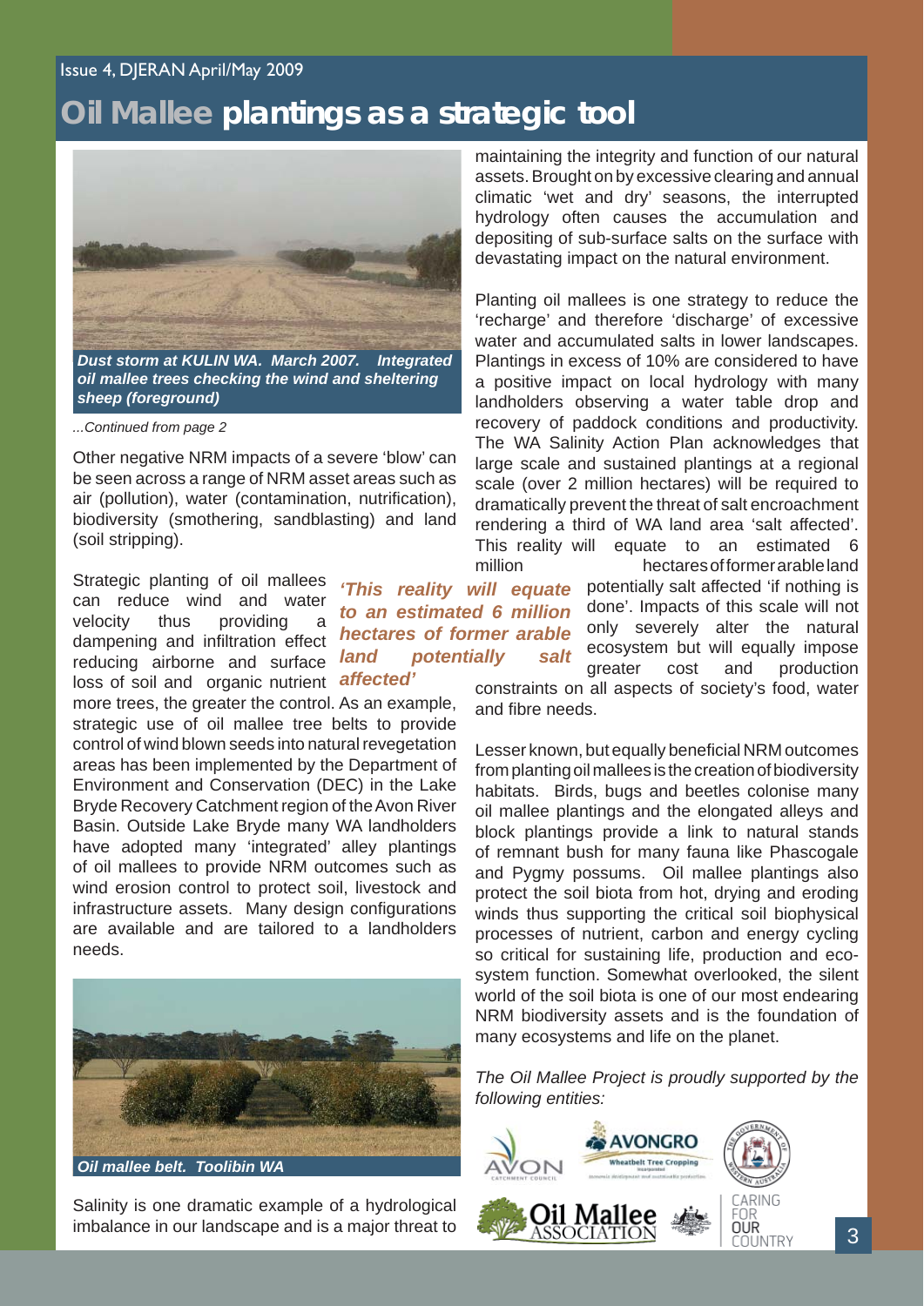# Oil Mallee plantings as a strategic tool

*Dust storm at KULIN WA. March 2007. Integrated oil mallee trees checking the wind and sheltering sheep (foreground)*

*...Continued from page 2*

Other negative NRM impacts of a severe 'blow' can be seen across a range of NRM asset areas such as air (pollution), water (contamination, nutrification), biodiversity (smothering, sandblasting) and land (soil stripping).

Strategic planting of oil mallees can reduce wind and water velocity thus providing a dampening and infiltration effect reducing airborne and surface loss of soil and organic nutrient more trees, the greater the control. As an example, strategic use of oil mallee tree belts to provide control of wind blown seeds into natural revegetation areas has been implemented by the Department of Environment and Conservation (DEC) in the Lake Bryde Recovery Catchment region of the Avon River Basin. Outside Lake Bryde many WA landholders have adopted many 'integrated' alley plantings of oil mallees to provide NRM outcomes such as wind erosion control to protect soil, livestock and infrastructure assets. Many design configurations are available and are tailored to a landholders needs.

***'This reality will equate to an estimated 6 million hectares of former arable land potentially salt affected'***

*Oil mallee belt. Toolibin WA*

Salinity is one dramatic example of a hydrological imbalance in our landscape and is a major threat to maintaining the integrity and function of our natural assets. Brought on by excessive clearing and annual climatic 'wet and dry' seasons, the interrupted hydrology often causes the accumulation and depositing of sub-surface salts on the surface with devastating impact on the natural environment.

Planting oil mallees is one strategy to reduce the 'recharge' and therefore 'discharge' of excessive water and accumulated salts in lower landscapes. Plantings in excess of 10% are considered to have a positive impact on local hydrology with many landholders observing a water table drop and recovery of paddock conditions and productivity. The WA Salinity Action Plan acknowledges that large scale and sustained plantings at a regional scale (over 2 million hectares) will be required to dramatically prevent the threat of salt encroachment rendering a third of WA land area 'salt affected'. This reality will equate to an estimated 6 million hectares of former arable land potentially salt affected 'if nothing is done'. Impacts of this scale will not only severely alter the natural ecosystem but will equally impose greater cost and production constraints on all aspects of society's food, water and fibre needs.

Lesser known, but equally beneficial NRM outcomes from planting oil mallees is the creation of biodiversity habitats. Birds, bugs and beetles colonise many oil mallee plantings and the elongated alleys and block plantings provide a link to natural stands of remnant bush for many fauna like Phascogale and Pygmy possums. Oil mallee plantings also protect the soil biota from hot, drying and eroding winds thus supporting the critical soil biophysical processes of nutrient, carbon and energy cycling so critical for sustaining life, production and eco-system function. Somewhat overlooked, the silent world of the soil biota is one of our most endearing NRM biodiversity assets and is the foundation of many ecosystems and life on the planet.

*The Oil Mallee Project is proudly supported by the following entities:*

AVON Catchment Council
AVONGRO Wheatbelt Tree Cropping
Government of Western Australia
Oil Mallee Association
Caring for our Country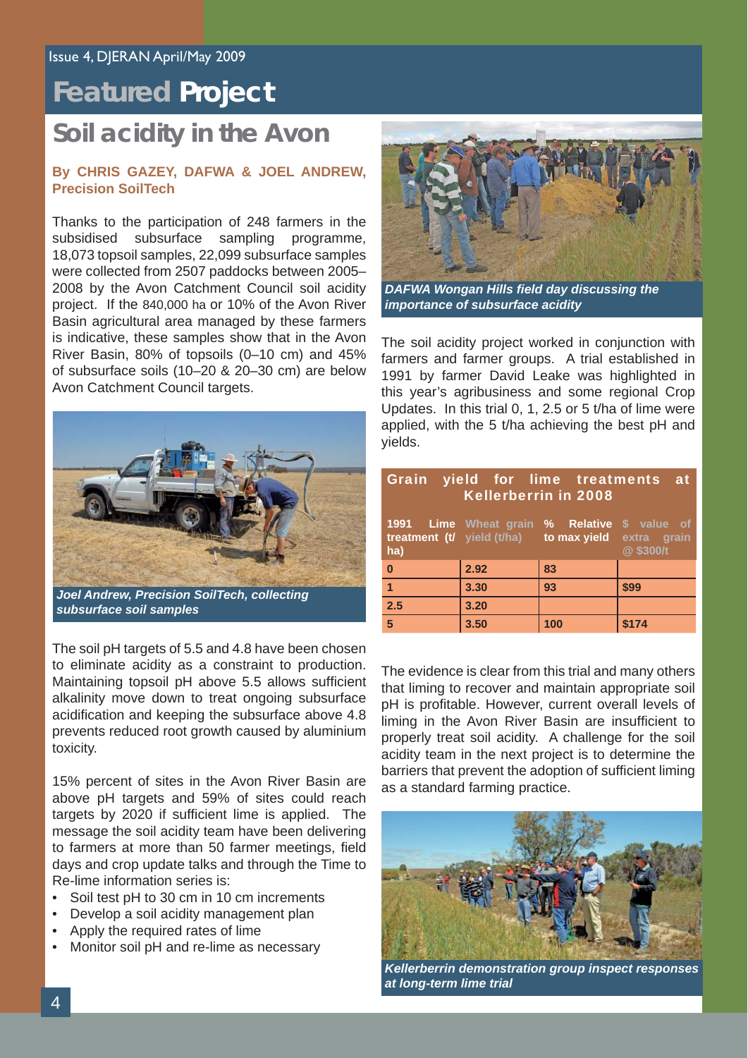# Featured Project

## Soil acidity in the Avon

**By CHRIS GAZEY, DAFWA & JOEL ANDREW, Precision SoilTech**

Thanks to the participation of 248 farmers in the subsidised subsurface sampling programme, 18,073 topsoil samples, 22,099 subsurface samples were collected from 2507 paddocks between 2005–2008 by the Avon Catchment Council soil acidity project. If the 840,000 ha or 10% of the Avon River Basin agricultural area managed by these farmers is indicative, these samples show that in the Avon River Basin, 80% of topsoils (0–10 cm) and 45% of subsurface soils (10–20 & 20–30 cm) are below Avon Catchment Council targets.

*Joel Andrew, Precision SoilTech, collecting subsurface soil samples*

The soil pH targets of 5.5 and 4.8 have been chosen to eliminate acidity as a constraint to production. Maintaining topsoil pH above 5.5 allows sufficient alkalinity move down to treat ongoing subsurface acidification and keeping the subsurface above 4.8 prevents reduced root growth caused by aluminium toxicity.

15% percent of sites in the Avon River Basin are above pH targets and 59% of sites could reach targets by 2020 if sufficient lime is applied. The message the soil acidity team have been delivering to farmers at more than 50 farmer meetings, field days and crop update talks and through the Time to Re-lime information series is:

- Soil test pH to 30 cm in 10 cm increments
- Develop a soil acidity management plan
- Apply the required rates of lime
- Monitor soil pH and re-lime as necessary

*DAFWA Wongan Hills field day discussing the importance of subsurface acidity*

The soil acidity project worked in conjunction with farmers and farmer groups. A trial established in 1991 by farmer David Leake was highlighted in this year's agribusiness and some regional Crop Updates. In this trial 0, 1, 2.5 or 5 t/ha of lime were applied, with the 5 t/ha achieving the best pH and yields.

**Grain yield for lime treatments at Kellerberrin in 2008**

| 1991 Lime treatment (t/ha) | Wheat grain yield (t/ha) | % Relative to max yield | $ value of extra grain @ $300/t |
|---|---|---|---|
| 0 | 2.92 | 83 | |
| 1 | 3.30 | 93 | $99 |
| 2.5 | 3.20 | | |
| 5 | 3.50 | 100 | $174 |

The evidence is clear from this trial and many others that liming to recover and maintain appropriate soil pH is profitable. However, current overall levels of liming in the Avon River Basin are insufficient to properly treat soil acidity. A challenge for the soil acidity team in the next project is to determine the barriers that prevent the adoption of sufficient liming as a standard farming practice.

*Kellerberrin demonstration group inspect responses at long-term lime trial*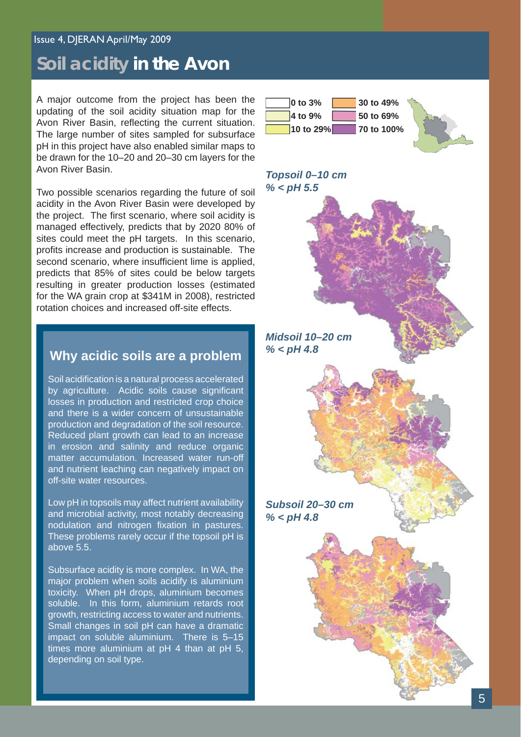# Soil acidity in the Avon

A major outcome from the project has been the updating of the soil acidity situation map for the Avon River Basin, reflecting the current situation. The large number of sites sampled for subsurface pH in this project have also enabled similar maps to be drawn for the 10–20 and 20–30 cm layers for the Avon River Basin.

Two possible scenarios regarding the future of soil acidity in the Avon River Basin were developed by the project. The first scenario, where soil acidity is managed effectively, predicts that by 2020 80% of sites could meet the pH targets. In this scenario, profits increase and production is sustainable. The second scenario, where insufficient lime is applied, predicts that 85% of sites could be below targets resulting in greater production losses (estimated for the WA grain crop at $341M in 2008), restricted rotation choices and increased off-site effects.

## Why acidic soils are a problem

Soil acidification is a natural process accelerated by agriculture. Acidic soils cause significant losses in production and restricted crop choice and there is a wider concern of unsustainable production and degradation of the soil resource. Reduced plant growth can lead to an increase in erosion and salinity and reduce organic matter accumulation. Increased water run-off and nutrient leaching can negatively impact on off-site water resources.

Low pH in topsoils may affect nutrient availability and microbial activity, most notably decreasing nodulation and nitrogen fixation in pastures. These problems rarely occur if the topsoil pH is above 5.5.

Subsurface acidity is more complex. In WA, the major problem when soils acidify is aluminium toxicity. When pH drops, aluminium becomes soluble. In this form, aluminium retards root growth, restricting access to water and nutrients. Small changes in soil pH can have a dramatic impact on soluble aluminium. There is 5–15 times more aluminium at pH 4 than at pH 5, depending on soil type.

0 to 3% | 4 to 9% | 10 to 29% | 30 to 49% | 50 to 69% | 70 to 100%

*Topsoil 0–10 cm*
*% < pH 5.5*

*Midsoil 10–20 cm*
*% < pH 4.8*

*Subsoil 20–30 cm*
*% < pH 4.8*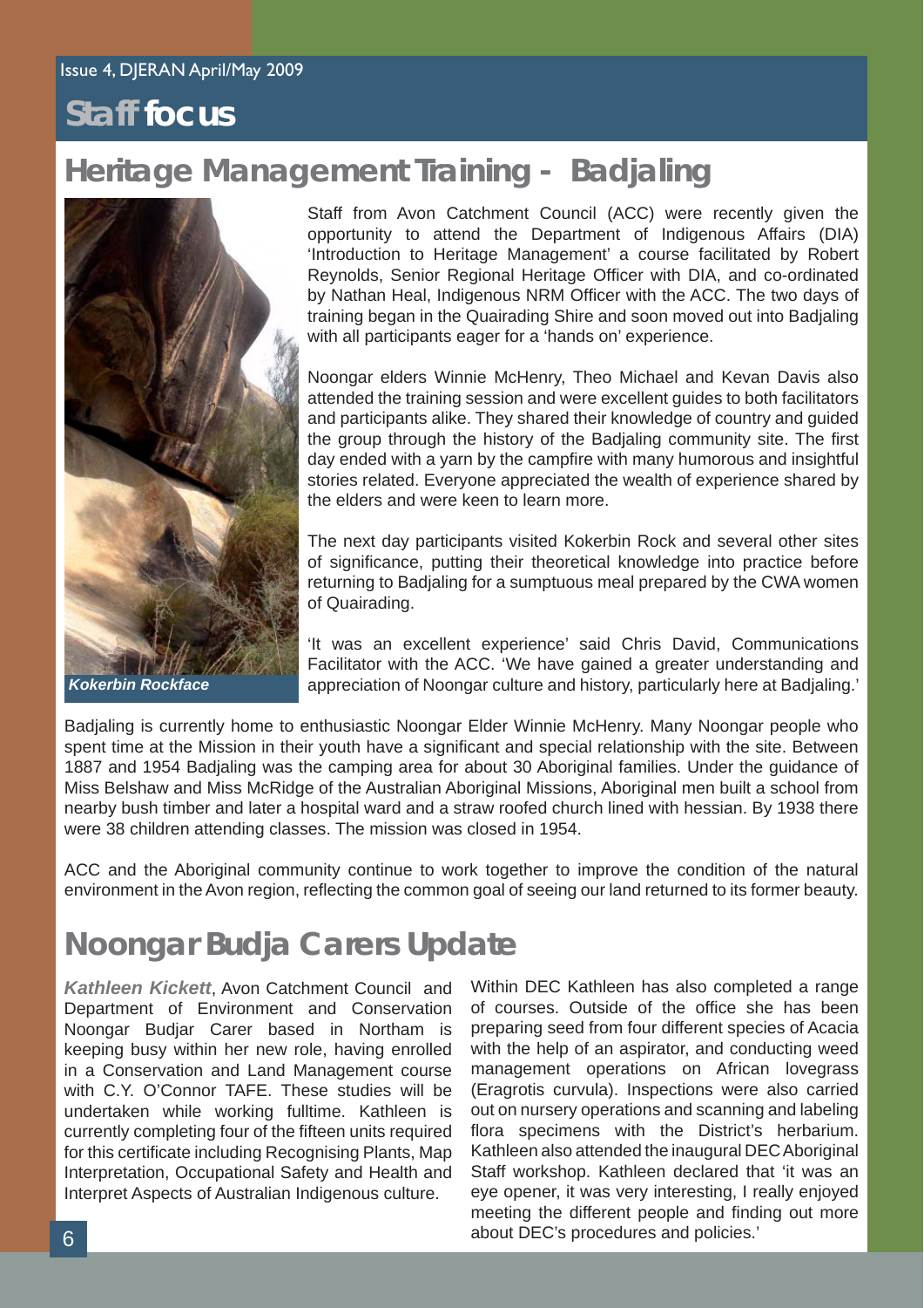# Staff focus

## Heritage Management Training - Badjaling

*Kokerbin Rockface*

Staff from Avon Catchment Council (ACC) were recently given the opportunity to attend the Department of Indigenous Affairs (DIA) 'Introduction to Heritage Management' a course facilitated by Robert Reynolds, Senior Regional Heritage Officer with DIA, and co-ordinated by Nathan Heal, Indigenous NRM Officer with the ACC. The two days of training began in the Quairading Shire and soon moved out into Badjaling with all participants eager for a 'hands on' experience.

Noongar elders Winnie McHenry, Theo Michael and Kevan Davis also attended the training session and were excellent guides to both facilitators and participants alike. They shared their knowledge of country and guided the group through the history of the Badjaling community site. The first day ended with a yarn by the campfire with many humorous and insightful stories related. Everyone appreciated the wealth of experience shared by the elders and were keen to learn more.

The next day participants visited Kokerbin Rock and several other sites of significance, putting their theoretical knowledge into practice before returning to Badjaling for a sumptuous meal prepared by the CWA women of Quairading.

'It was an excellent experience' said Chris David, Communications Facilitator with the ACC. 'We have gained a greater understanding and appreciation of Noongar culture and history, particularly here at Badjaling.'

Badjaling is currently home to enthusiastic Noongar Elder Winnie McHenry. Many Noongar people who spent time at the Mission in their youth have a significant and special relationship with the site. Between 1887 and 1954 Badjaling was the camping area for about 30 Aboriginal families. Under the guidance of Miss Belshaw and Miss McRidge of the Australian Aboriginal Missions, Aboriginal men built a school from nearby bush timber and later a hospital ward and a straw roofed church lined with hessian. By 1938 there were 38 children attending classes. The mission was closed in 1954.

ACC and the Aboriginal community continue to work together to improve the condition of the natural environment in the Avon region, reflecting the common goal of seeing our land returned to its former beauty.

## Noongar Budja Carers Update

***Kathleen Kickett***, Avon Catchment Council and Department of Environment and Conservation Noongar Budjar Carer based in Northam is keeping busy within her new role, having enrolled in a Conservation and Land Management course with C.Y. O'Connor TAFE. These studies will be undertaken while working fulltime. Kathleen is currently completing four of the fifteen units required for this certificate including Recognising Plants, Map Interpretation, Occupational Safety and Health and Interpret Aspects of Australian Indigenous culture.

Within DEC Kathleen has also completed a range of courses. Outside of the office she has been preparing seed from four different species of Acacia with the help of an aspirator, and conducting weed management operations on African lovegrass (Eragrotis curvula). Inspections were also carried out on nursery operations and scanning and labeling flora specimens with the District's herbarium. Kathleen also attended the inaugural DEC Aboriginal Staff workshop. Kathleen declared that 'it was an eye opener, it was very interesting, I really enjoyed meeting the different people and finding out more about DEC's procedures and policies.'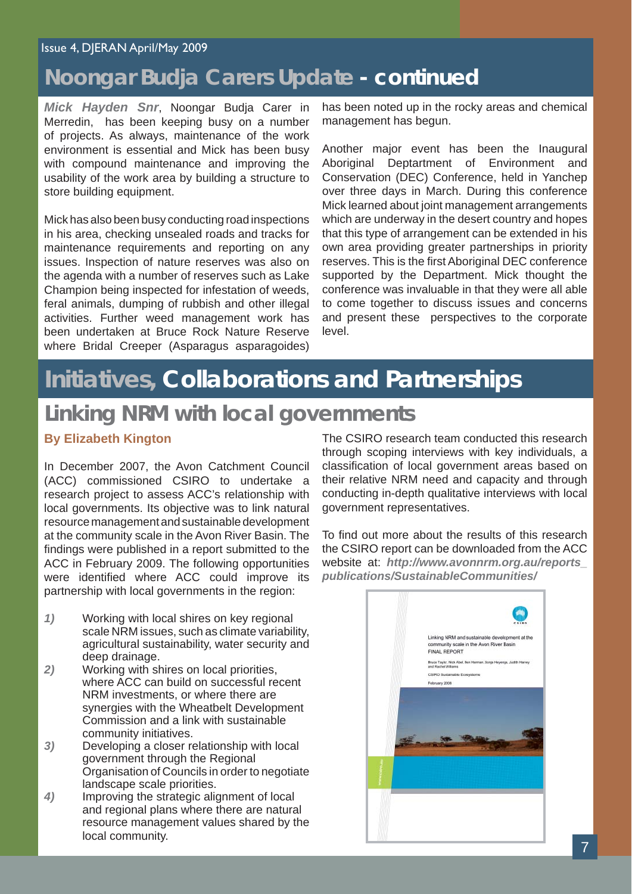## Noongar Budja Carers Update - continued

***Mick Hayden Snr***, Noongar Budja Carer in Merredin, has been keeping busy on a number of projects. As always, maintenance of the work environment is essential and Mick has been busy with compound maintenance and improving the usability of the work area by building a structure to store building equipment.

Mick has also been busy conducting road inspections in his area, checking unsealed roads and tracks for maintenance requirements and reporting on any issues. Inspection of nature reserves was also on the agenda with a number of reserves such as Lake Champion being inspected for infestation of weeds, feral animals, dumping of rubbish and other illegal activities. Further weed management work has been undertaken at Bruce Rock Nature Reserve where Bridal Creeper (Asparagus asparagoides) has been noted up in the rocky areas and chemical management has begun.

Another major event has been the Inaugural Aboriginal Deptartment of Environment and Conservation (DEC) Conference, held in Yanchep over three days in March. During this conference Mick learned about joint management arrangements which are underway in the desert country and hopes that this type of arrangement can be extended in his own area providing greater partnerships in priority reserves. This is the first Aboriginal DEC conference supported by the Department. Mick thought the conference was invaluable in that they were all able to come together to discuss issues and concerns and present these perspectives to the corporate level.

# Initiatives, Collaborations and Partnerships

## Linking NRM with local governments

**By Elizabeth Kington**

In December 2007, the Avon Catchment Council (ACC) commissioned CSIRO to undertake a research project to assess ACC's relationship with local governments. Its objective was to link natural resource management and sustainable development at the community scale in the Avon River Basin. The findings were published in a report submitted to the ACC in February 2009. The following opportunities were identified where ACC could improve its partnership with local governments in the region:

1) Working with local shires on key regional scale NRM issues, such as climate variability, agricultural sustainability, water security and deep drainage.
2) Working with shires on local priorities, where ACC can build on successful recent NRM investments, or where there are synergies with the Wheatbelt Development Commission and a link with sustainable community initiatives.
3) Developing a closer relationship with local government through the Regional Organisation of Councils in order to negotiate landscape scale priorities.
4) Improving the strategic alignment of local and regional plans where there are natural resource management values shared by the local community.

The CSIRO research team conducted this research through scoping interviews with key individuals, a classification of local government areas based on their relative NRM need and capacity and through conducting in-depth qualitative interviews with local government representatives.

To find out more about the results of this research the CSIRO report can be downloaded from the ACC website at: ***http://www.avonnrm.org.au/reports_publications/SustainableCommunities/***

Linking NRM and sustainable development at the community scale in the Avon River Basin
FINAL REPORT

Bruce Taylor, Nick Abel, Ben Harman, Sonja Heyenga, Judith Harvey and Rachel Williams

CSIRO Sustainable Ecosystems

February 2008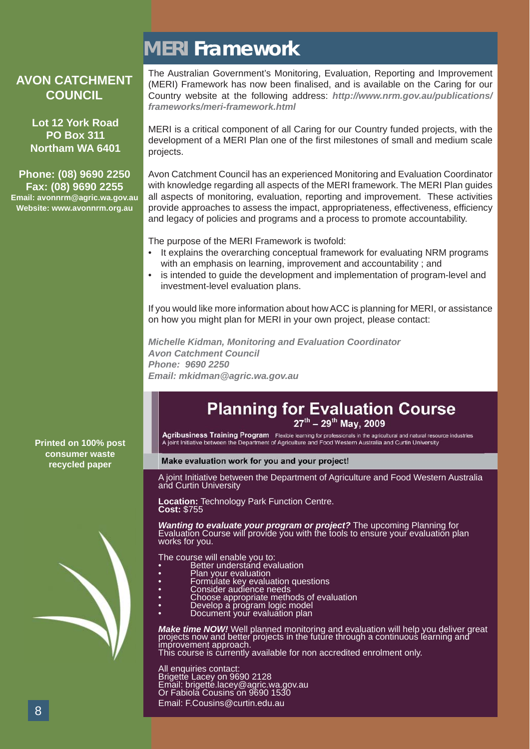**AVON CATCHMENT COUNCIL**

**Lot 12 York Road**
**PO Box 311**
**Northam WA 6401**

**Phone: (08) 9690 2250**
**Fax: (08) 9690 2255**
**Email: avonnrm@agric.wa.gov.au**
**Website: www.avonnrm.org.au**

# MERI Framework

The Australian Government's Monitoring, Evaluation, Reporting and Improvement (MERI) Framework has now been finalised, and is available on the Caring for our Country website at the following address: ***http://www.nrm.gov.au/publications/frameworks/meri-framework.html***

MERI is a critical component of all Caring for our Country funded projects, with the development of a MERI Plan one of the first milestones of small and medium scale projects.

Avon Catchment Council has an experienced Monitoring and Evaluation Coordinator with knowledge regarding all aspects of the MERI framework. The MERI Plan guides all aspects of monitoring, evaluation, reporting and improvement. These activities provide approaches to assess the impact, appropriateness, effectiveness, efficiency and legacy of policies and programs and a process to promote accountability.

The purpose of the MERI Framework is twofold:

- It explains the overarching conceptual framework for evaluating NRM programs with an emphasis on learning, improvement and accountability ; and
- is intended to guide the development and implementation of program-level and investment-level evaluation plans.

If you would like more information about how ACC is planning for MERI, or assistance on how you might plan for MERI in your own project, please contact:

***Michelle Kidman, Monitoring and Evaluation Coordinator***
***Avon Catchment Council***
***Phone: 9690 2250***
***Email: mkidman@agric.wa.gov.au***

## Planning for Evaluation Course

**27th – 29th May, 2009**

**Agribusiness Training Program** Flexible learning for professionals in the agricultural and natural resource industries
A joint Initiative between the Department of Agriculture and Food Western Australia and Curtin University

**Make evaluation work for you and your project!**

A joint Initiative between the Department of Agriculture and Food Western Australia and Curtin University

**Location:** Technology Park Function Centre.
**Cost:** $755

***Wanting to evaluate your program or project?*** The upcoming Planning for Evaluation Course will provide you with the tools to ensure your evaluation plan works for you.

The course will enable you to:

- Better understand evaluation
- Plan your evaluation
- Formulate key evaluation questions
- Consider audience needs
- Choose appropriate methods of evaluation
- Develop a program logic model
- Document your evaluation plan

***Make time NOW!*** Well planned monitoring and evaluation will help you deliver great projects now and better projects in the future through a continuous learning and improvement approach.
This course is currently available for non accredited enrolment only.

All enquiries contact:
Brigette Lacey on 9690 2128
Email: brigette.lacey@agric.wa.gov.au
Or Fabiola Cousins on 9690 1530
Email: F.Cousins@curtin.edu.au

**Printed on 100% post consumer waste recycled paper**